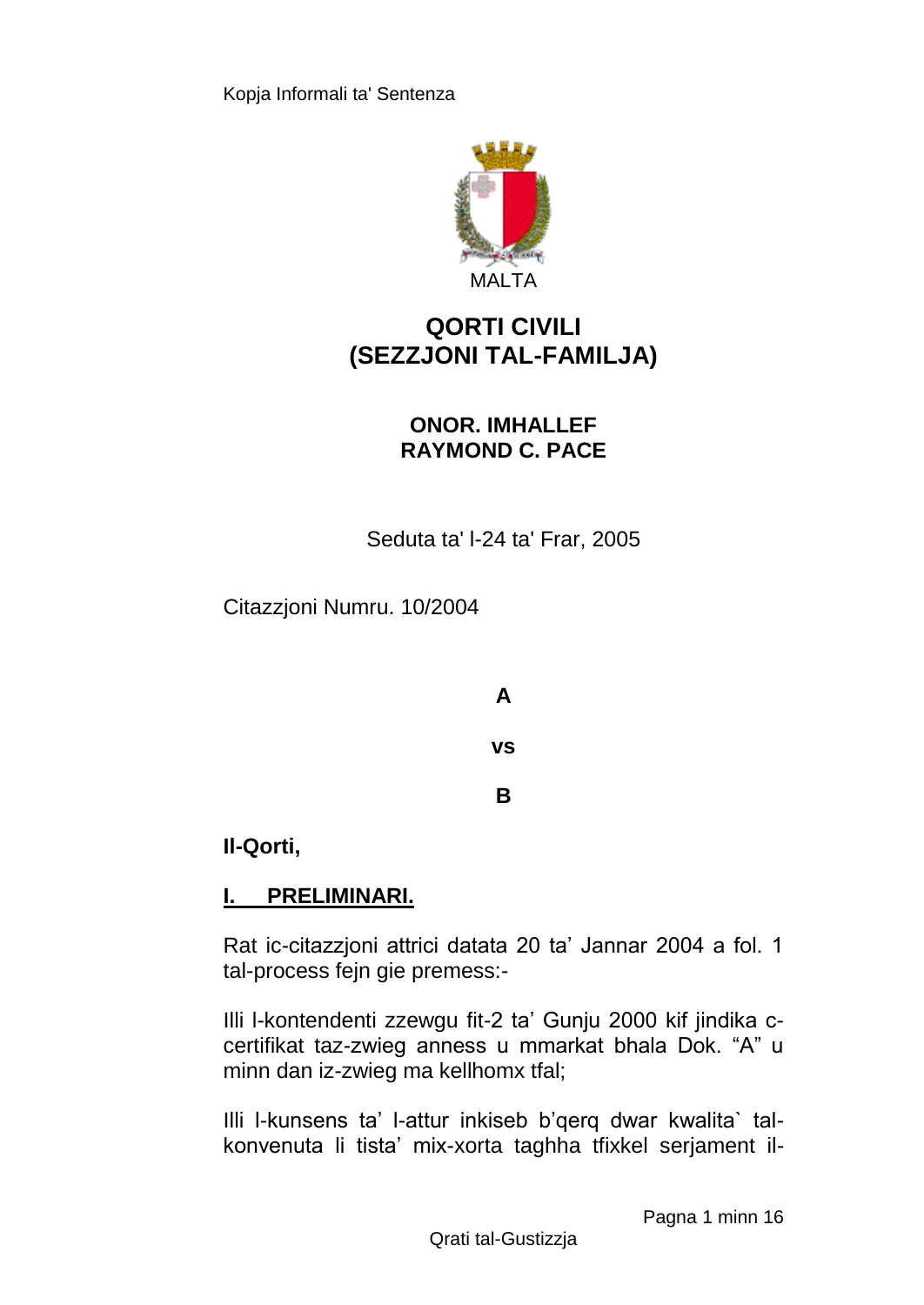Kopja Informali ta' Sentenza

MALTA

# QORTI CIVILI (SEZZJONI TAL-FAMILJA)

**ONOR. IMHALLEF RAYMOND C. PACE**

Seduta ta' l-24 ta' Frar, 2005

Citazzjoni Numru. 10/2004

**A**

**vs**

**B**

**Il-Qorti,**

## I. PRELIMINARI.

Rat ic-citazzjoni attrici datata 20 ta' Jannar 2004 a fol. 1 tal-process fejn gie premess:-

Illi l-kontendenti zzewgu fit-2 ta' Gunju 2000 kif jindika c-certifikat taz-zwieg anness u mmarkat bhala Dok. "A" u minn dan iz-zwieg ma kellhomx tfal;

Illi l-kunsens ta' l-attur inkiseb b'qerq dwar kwalita` tal-konvenuta li tista' mix-xorta taghha tfixkel serjament il-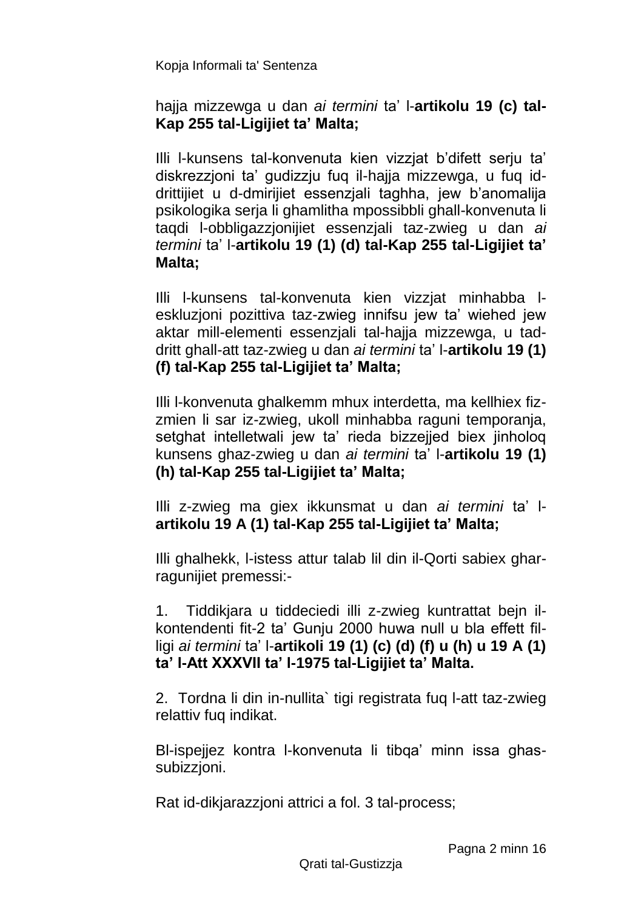hajja mizzewga u dan *ai termini* ta' l-**artikolu 19 (c) tal-Kap 255 tal-Ligijiet ta' Malta;**

Illi l-kunsens tal-konvenuta kien vizzjat b'difett serju ta' diskrezzjoni ta' gudizzju fuq il-hajja mizzewga, u fuq id-drittijiet u d-dmirijiet essenzjali taghha, jew b'anomalija psikologika serja li ghamlitha mpossibbli ghall-konvenuta li taqdi l-obbligazzjonijiet essenzjali taz-zwieg u dan *ai termini* ta' l-**artikolu 19 (1) (d) tal-Kap 255 tal-Ligijiet ta' Malta;**

Illi l-kunsens tal-konvenuta kien vizzjat minhabba l-eskluzjoni pozittiva taz-zwieg innifsu jew ta' wiehed jew aktar mill-elementi essenzjali tal-hajja mizzewga, u tad-dritt ghall-att taz-zwieg u dan *ai termini* ta' l-**artikolu 19 (1) (f) tal-Kap 255 tal-Ligijiet ta' Malta;**

Illi l-konvenuta ghalkemm mhux interdetta, ma kellhiex fiz-zmien li sar iz-zwieg, ukoll minhabba raguni temporanja, setghat intelletwali jew ta' rieda bizzejjed biex jinholoq kunsens ghaz-zwieg u dan *ai termini* ta' l-**artikolu 19 (1) (h) tal-Kap 255 tal-Ligijiet ta' Malta;**

Illi z-zwieg ma giex ikkunsmat u dan *ai termini* ta' l-**artikolu 19 A (1) tal-Kap 255 tal-Ligijiet ta' Malta;**

Illi ghalhekk, l-istess attur talab lil din il-Qorti sabiex ghar-ragunijiet premessi:-

1. Tiddikjara u tiddeciedi illi z-zwieg kuntrattat bejn il-kontendenti fit-2 ta' Gunju 2000 huwa null u bla effett fil-ligi *ai termini* ta' l-**artikoli 19 (1) (c) (d) (f) u (h) u 19 A (1) ta' l-Att XXXVII ta' l-1975 tal-Ligijiet ta' Malta.**

2. Tordna li din in-nullita` tigi registrata fuq l-att taz-zwieg relattiv fuq indikat.

Bl-ispejjez kontra l-konvenuta li tibqa' minn issa ghas-subizzjoni.

Rat id-dikjarazzjoni attrici a fol. 3 tal-process;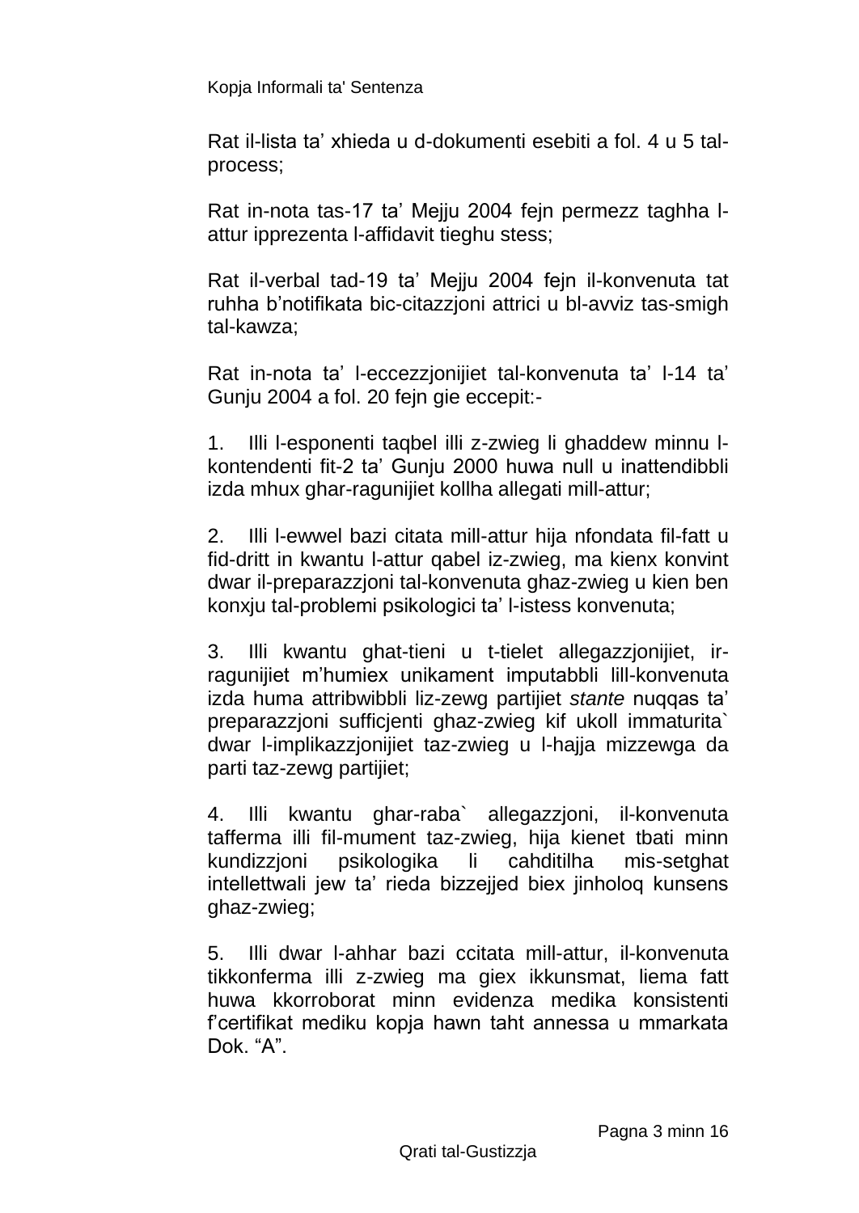Rat il-lista ta' xhieda u d-dokumenti esebiti a fol. 4 u 5 tal-process;

Rat in-nota tas-17 ta' Mejju 2004 fejn permezz taghha l-attur ipprezenta l-affidavit tieghu stess;

Rat il-verbal tad-19 ta' Mejju 2004 fejn il-konvenuta tat ruhha b'notifikata bic-citazzjoni attrici u bl-avviz tas-smigh tal-kawza;

Rat in-nota ta' l-eccezzjonijiet tal-konvenuta ta' l-14 ta' Gunju 2004 a fol. 20 fejn gie eccepit:-

1. Illi l-esponenti taqbel illi z-zwieg li ghaddew minnu l-kontendenti fit-2 ta' Gunju 2000 huwa null u inattendibbli izda mhux ghar-ragunijiet kollha allegati mill-attur;

2. Illi l-ewwel bazi citata mill-attur hija nfondata fil-fatt u fid-dritt in kwantu l-attur qabel iz-zwieg, ma kienx konvint dwar il-preparazzjoni tal-konvenuta ghaz-zwieg u kien ben konxju tal-problemi psikologici ta' l-istess konvenuta;

3. Illi kwantu ghat-tieni u t-tielet allegazzjonijiet, ir-ragunijiet m'humiex unikament imputabbli lill-konvenuta izda huma attribwibbli liz-zewg partijiet *stante* nuqqas ta' preparazzjoni sufficjenti ghaz-zwieg kif ukoll immaturita` dwar l-implikazzjonijiet taz-zwieg u l-hajja mizzewga da parti taz-zewg partijiet;

4. Illi kwantu ghar-raba` allegazzjoni, il-konvenuta tafferma illi fil-mument taz-zwieg, hija kienet tbati minn kundizzjoni psikologika li cahditilha mis-setghat intellettwali jew ta' rieda bizzejjed biex jinholoq kunsens ghaz-zwieg;

5. Illi dwar l-ahhar bazi ccitata mill-attur, il-konvenuta tikkonferma illi z-zwieg ma giex ikkunsmat, liema fatt huwa kkorroborat minn evidenza medika konsistenti f'certifikat mediku kopja hawn taht annessa u mmarkata Dok. "A".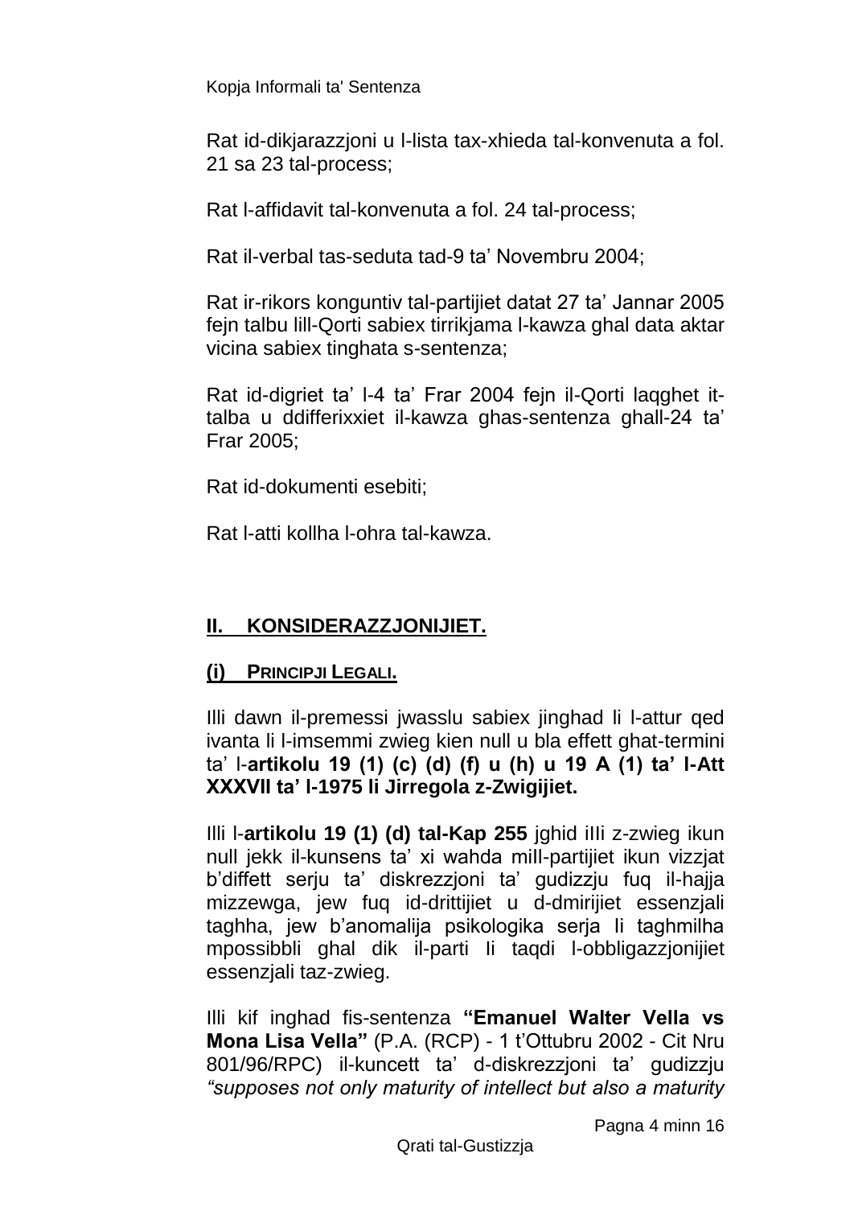Rat id-dikjarazzjoni u l-lista tax-xhieda tal-konvenuta a fol. 21 sa 23 tal-process;

Rat l-affidavit tal-konvenuta a fol. 24 tal-process;

Rat il-verbal tas-seduta tad-9 ta' Novembru 2004;

Rat ir-rikors konguntiv tal-partijiet datat 27 ta' Jannar 2005 fejn talbu lill-Qorti sabiex tirrikjama l-kawza ghal data aktar vicina sabiex tinghata s-sentenza;

Rat id-digriet ta' l-4 ta' Frar 2004 fejn il-Qorti laqghet it-talba u ddifferixxiet il-kawza ghas-sentenza ghall-24 ta' Frar 2005;

Rat id-dokumenti esebiti;

Rat l-atti kollha l-ohra tal-kawza.

## II. KONSIDERAZZJONIJIET.

### (i) Principji Legali.

Illi dawn il-premessi jwasslu sabiex jinghad li l-attur qed ivanta li l-imsemmi zwieg kien null u bla effett ghat-termini ta' l-**artikolu 19 (1) (c) (d) (f) u (h) u 19 A (1) ta' l-Att XXXVII ta' l-1975 li Jirregola z-Zwigijiet.**

Illi l-**artikolu 19 (1) (d) tal-Kap 255** jghid iIli z-zwieg ikun null jekk il-kunsens ta' xi wahda miIl-partijiet ikun vizzjat b'diffett serju ta' diskrezzjoni ta' gudizzju fuq il-hajja mizzewga, jew fuq id-drittijiet u d-dmirijiet essenzjali taghha, jew b'anomalija psikologika serja Ii taghmilha mpossibbli ghal dik il-parti Ii taqdi l-obbligazzjonijiet essenzjali taz-zwieg.

Illi kif inghad fis-sentenza **"Emanuel Walter Vella vs Mona Lisa Vella"** (P.A. (RCP) - 1 t'Ottubru 2002 - Cit Nru 801/96/RPC) il-kuncett ta' d-diskrezzjoni ta' gudizzju *"supposes not only maturity of intellect but also a maturity*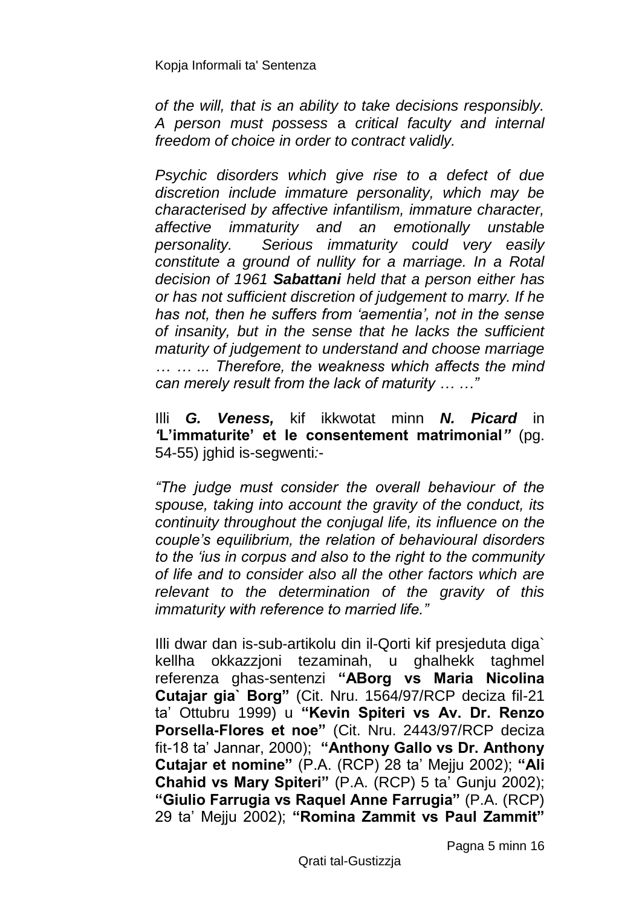*of the will, that is an ability to take decisions responsibly. A person must possess* a *critical faculty and internal freedom of choice in order to contract validly.*

*Psychic disorders which give rise to a defect of due discretion include immature personality, which may be characterised by affective infantilism, immature character, affective immaturity and an emotionally unstable personality. Serious immaturity could very easily constitute a ground of nullity for a marriage. In a Rotal decision of 1961* ***Sabattani*** *held that a person either has or has not sufficient discretion of judgement to marry. If he has not, then he suffers from 'aementia', not in the sense of insanity, but in the sense that he lacks the sufficient maturity of judgement to understand and choose marriage … … ... Therefore, the weakness which affects the mind can merely result from the lack of maturity … …"*

Illi ***G. Veness,*** kif ikkwotat minn ***N. Picard*** in ***'*L'immaturite' et le consentement matrimonial*"*** (pg. 54-55) jghid is-segwenti*:-*

*"The judge must consider the overall behaviour of the spouse, taking into account the gravity of the conduct, its continuity throughout the conjugal life, its influence on the couple's equilibrium, the relation of behavioural disorders to the 'ius in corpus and also to the right to the community of life and to consider also all the other factors which are relevant to the determination of the gravity of this immaturity with reference to married life."*

Illi dwar dan is-sub-artikolu din il-Qorti kif presjeduta diga` kellha okkazzjoni tezaminah, u ghalhekk taghmel referenza ghas-sentenzi **"ABorg vs Maria Nicolina Cutajar gia` Borg"** (Cit. Nru. 1564/97/RCP deciza fil-21 ta' Ottubru 1999) u **"Kevin Spiteri vs Av. Dr. Renzo Porsella-Flores et noe"** (Cit. Nru. 2443/97/RCP deciza fit-18 ta' Jannar, 2000); **"Anthony Gallo vs Dr. Anthony Cutajar et nomine"** (P.A. (RCP) 28 ta' Mejju 2002); **"Ali Chahid vs Mary Spiteri"** (P.A. (RCP) 5 ta' Gunju 2002); **"Giulio Farrugia vs Raquel Anne Farrugia"** (P.A. (RCP) 29 ta' Mejju 2002); **"Romina Zammit vs Paul Zammit"**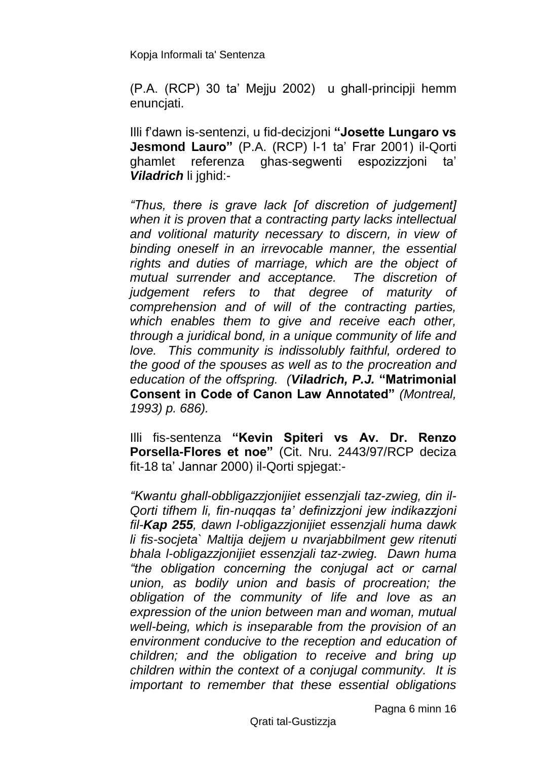(P.A. (RCP) 30 ta' Mejju 2002) u għall-prinċipji hemm enunċjati.

Illi f'dawn is-sentenzi, u fid-deċiżjoni **"Josette Lungaro vs Jesmond Lauro"** (P.A. (RCP) l-1 ta' Frar 2001) il-Qorti għamlet referenza għas-segwenti espożizzjoni ta' ***Viladrich*** li jgħid:-

*"Thus, there is grave lack [of discretion of judgement] when it is proven that a contracting party lacks intellectual and volitional maturity necessary to discern, in view of binding oneself in an irrevocable manner, the essential rights and duties of marriage, which are the object of mutual surrender and acceptance. The discretion of judgement refers to that degree of maturity of comprehension and of will of the contracting parties, which enables them to give and receive each other, through a juridical bond, in a unique community of life and love. This community is indissolubly faithful, ordered to the good of the spouses as well as to the procreation and education of the offspring. (**Viladrich, P.J.** **"Matrimonial Consent in Code of Canon Law Annotated"** (Montreal, 1993) p. 686).*

Illi fis-sentenza **"Kevin Spiteri vs Av. Dr. Renzo Porsella-Flores et noe"** (Cit. Nru. 2443/97/RCP deċiża fit-18 ta' Jannar 2000) il-Qorti spjegat:-

*"Kwantu għall-obbligazzjonijiet essenzjali taż-żwieġ, din il-Qorti tifhem li, fin-nuqqas ta' definizzjoni jew indikazzjoni fil-**Kap 255**, dawn l-obligazzjonijiet essenzjali huma dawk li fis-soċjeta` Maltija dejjem u nvarjabbilment ġew ritenuti bħala l-obligazzjonijiet essenzjali taż-żwieġ. Dawn huma "the obligation concerning the conjugal act or carnal union, as bodily union and basis of procreation; the obligation of the community of life and love as an expression of the union between man and woman, mutual well-being, which is inseparable from the provision of an environment conducive to the reception and education of children; and the obligation to receive and bring up children within the context of a conjugal community. It is important to remember that these essential obligations*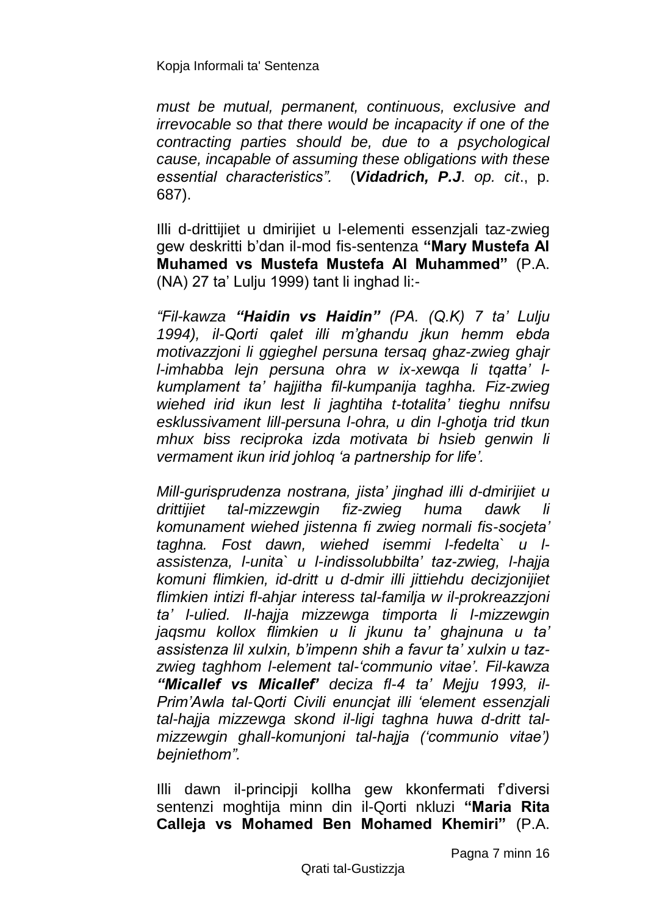*must be mutual, permanent, continuous, exclusive and irrevocable so that there would be incapacity if one of the contracting parties should be, due to a psychological cause, incapable of assuming these obligations with these essential characteristics".* (***Vidadrich, P.J***. *op. cit*., p. 687).

Illi d-drittijiet u dmirijiet u l-elementi essenzjali taz-zwieg gew deskritti b'dan il-mod fis-sentenza **"Mary Mustefa Al Muhamed vs Mustefa Mustefa Al Muhammed"** (P.A. (NA) 27 ta' Lulju 1999) tant li inghad li:-

*"Fil-kawza **"Haidin vs Haidin"** (PA. (Q.K) 7 ta' Lulju 1994), il-Qorti qalet illi m'ghandu jkun hemm ebda motivazzjoni li ggieghel persuna tersaq ghaz-zwieg ghajr l-imhabba lejn persuna ohra w ix-xewqa li tqatta' l-kumplament ta' hajjitha fil-kumpanija taghha. Fiz-zwieg wiehed irid ikun lest li jaghtiha t-totalita' tieghu nnifsu esklussivament lill-persuna l-ohra, u din l-ghotja trid tkun mhux biss reciproka izda motivata bi hsieb genwin li vermament ikun irid johloq 'a partnership for life'.*

*Mill-gurisprudenza nostrana, jista' jinghad illi d-dmirijiet u drittijiet tal-mizzewgin fiz-zwieg huma dawk li komunament wiehed jistenna fi zwieg normali fis-socjeta' taghna. Fost dawn, wiehed isemmi l-fedelta` u l-assistenza, l-unita` u l-indissolubbilta' taz-zwieg, l-hajja komuni flimkien, id-dritt u d-dmir illi jittiehdu decizjonijiet flimkien intizi fl-ahjar interess tal-familja w il-prokreazzjoni ta' l-ulied. Il-hajja mizzewga timporta li l-mizzewgin jaqsmu kollox flimkien u li jkunu ta' ghajnuna u ta' assistenza lil xulxin, b'impenn shih a favur ta' xulxin u taz-zwieg taghhom l-element tal-'communio vitae'. Fil-kawza **"Micallef vs Micallef'** deciza fl-4 ta' Mejju 1993, il-Prim'Awla tal-Qorti Civili enuncjat illi 'element essenzjali tal-hajja mizzewga skond il-ligi taghna huwa d-dritt tal-mizzewgin ghall-komunjoni tal-hajja ('communio vitae') bejniethom".*

Illi dawn il-principji kollha gew kkonfermati f'diversi sentenzi moghtija minn din il-Qorti nkluzi **"Maria Rita Calleja vs Mohamed Ben Mohamed Khemiri"** (P.A.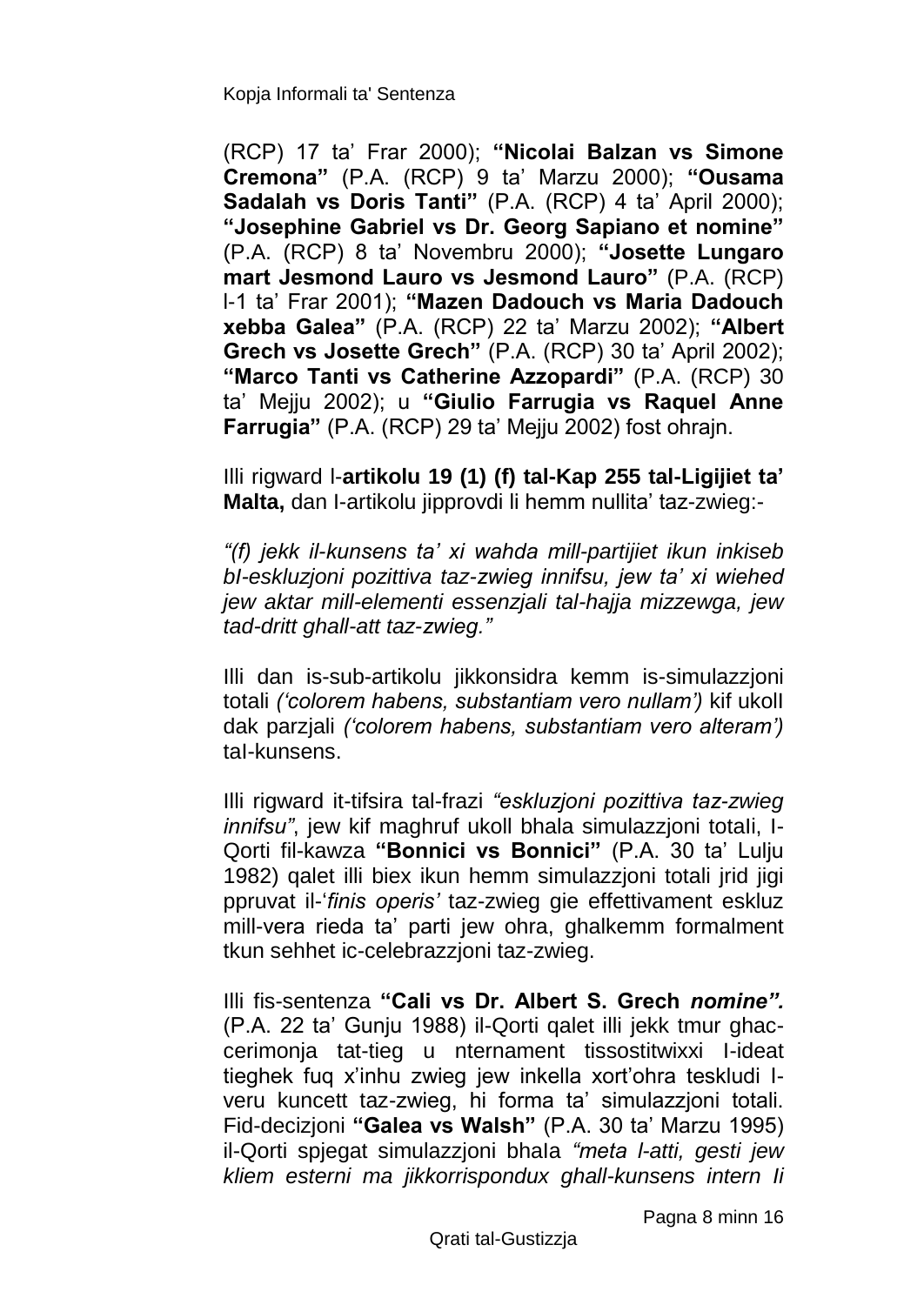(RCP) 17 ta' Frar 2000); **"Nicolai Balzan vs Simone Cremona"** (P.A. (RCP) 9 ta' Marzu 2000); **"Ousama Sadalah vs Doris Tanti"** (P.A. (RCP) 4 ta' April 2000); **"Josephine Gabriel vs Dr. Georg Sapiano et nomine"** (P.A. (RCP) 8 ta' Novembru 2000); **"Josette Lungaro mart Jesmond Lauro vs Jesmond Lauro"** (P.A. (RCP) l-1 ta' Frar 2001); **"Mazen Dadouch vs Maria Dadouch xebba Galea"** (P.A. (RCP) 22 ta' Marzu 2002); **"Albert Grech vs Josette Grech"** (P.A. (RCP) 30 ta' April 2002); **"Marco Tanti vs Catherine Azzopardi"** (P.A. (RCP) 30 ta' Mejju 2002); u **"Giulio Farrugia vs Raquel Anne Farrugia"** (P.A. (RCP) 29 ta' Mejju 2002) fost ohrajn.

Illi rigward l-**artikolu 19 (1) (f) tal-Kap 255 tal-Ligijiet ta' Malta,** dan l-artikolu jipprovdi li hemm nullita' taz-zwieg:-

*"(f) jekk il-kunsens ta' xi wahda mill-partijiet ikun inkiseb bl-eskluzjoni pozittiva taz-zwieg innifsu, jew ta' xi wiehed jew aktar mill-elementi essenzjali tal-hajja mizzewga, jew tad-dritt ghall-att taz-zwieg."*

Illi dan is-sub-artikolu jikkonsidra kemm is-simulazzjoni totali *('colorem habens, substantiam vero nullam')* kif ukoll dak parzjali *('colorem habens, substantiam vero alteram')* tal-kunsens.

Illi rigward it-tifsira tal-frazi *"eskluzjoni pozittiva taz-zwieg innifsu"*, jew kif maghruf ukoll bhala simulazzjoni totali, l-Qorti fil-kawza **"Bonnici vs Bonnici"** (P.A. 30 ta' Lulju 1982) qalet illi biex ikun hemm simulazzjoni totali jrid jigi ppruvat il-'*finis operis'* taz-zwieg gie effettivament eskluz mill-vera rieda ta' parti jew ohra, ghalkemm formalment tkun sehhet ic-celebrazzjoni taz-zwieg.

Illi fis-sentenza **"Cali vs Dr. Albert S. Grech *nomine*".** (P.A. 22 ta' Gunju 1988) il-Qorti qalet illi jekk tmur ghac-cerimonja tat-tieg u nternament tissostitwixxi l-ideat tieghek fuq x'inhu zwieg jew inkella xort'ohra teskludi l-veru kuncett taz-zwieg, hi forma ta' simulazzjoni totali. Fid-decizjoni **"Galea vs Walsh"** (P.A. 30 ta' Marzu 1995) il-Qorti spjegat simulazzjoni bhala *"meta l-atti, gesti jew kliem esterni ma jikkorrispondux ghall-kunsens intern li*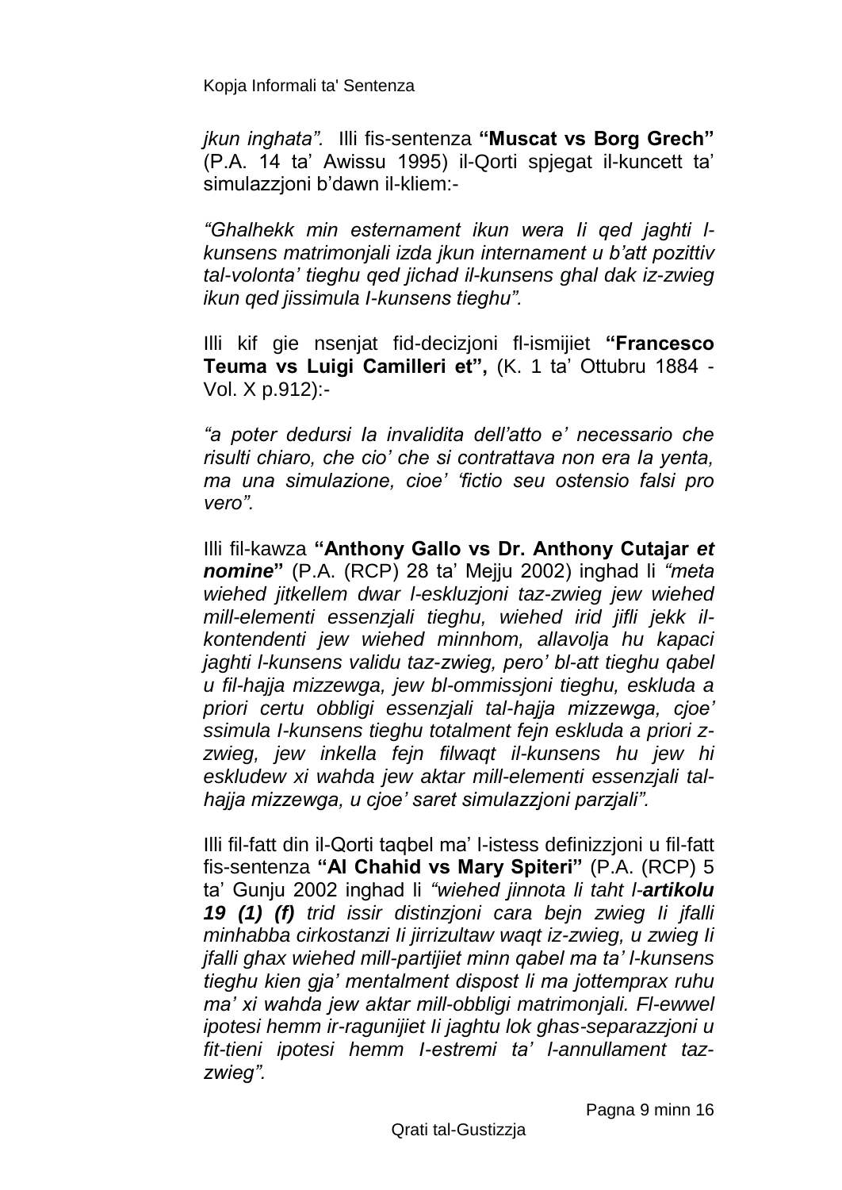*jkun inghata".* Illi fis-sentenza **"Muscat vs Borg Grech"** (P.A. 14 ta' Awissu 1995) il-Qorti spjegat il-kuncett ta' simulazzjoni b'dawn il-kliem:-

*"Ghalhekk min esternament ikun wera li qed jaghti l-kunsens matrimonjali izda jkun internament u b'att pozittiv tal-volonta' tieghu qed jichad il-kunsens ghal dak iz-zwieg ikun qed jissimula l-kunsens tieghu".*

Illi kif gie nsenjat fid-decizjoni fl-ismijiet **"Francesco Teuma vs Luigi Camilleri et",** (K. 1 ta' Ottubru 1884 - Vol. X p.912):-

*"a poter dedursi la invalidita dell'atto e' necessario che risulti chiaro, che cio' che si contrattava non era la yenta, ma una simulazione, cioe' 'fictio seu ostensio falsi pro vero".*

Illi fil-kawza **"Anthony Gallo vs Dr. Anthony Cutajar *et nomine*"** (P.A. (RCP) 28 ta' Mejju 2002) inghad li *"meta wiehed jitkellem dwar l-eskluzjoni taz-zwieg jew wiehed mill-elementi essenzjali tieghu, wiehed irid jifli jekk il-kontendenti jew wiehed minnhom, allavolja hu kapaci jaghti l-kunsens validu taz-zwieg, pero' bl-att tieghu qabel u fil-hajja mizzewga, jew bl-ommissjoni tieghu, eskluda a priori certu obbligi essenzjali tal-hajja mizzewga, cjoe' ssimula l-kunsens tieghu totalment fejn eskluda a priori z-zwieg, jew inkella fejn filwaqt il-kunsens hu jew hi eskludew xi wahda jew aktar mill-elementi essenzjali tal-hajja mizzewga, u cjoe' saret simulazzjoni parzjali".*

Illi fil-fatt din il-Qorti taqbel ma' l-istess definizzjoni u fil-fatt fis-sentenza **"Al Chahid vs Mary Spiteri"** (P.A. (RCP) 5 ta' Gunju 2002 inghad li *"wiehed jinnota li taht l-**artikolu 19 (1) (f)** trid issir distinzjoni cara bejn zwieg li jfalli minhabba cirkostanzi li jirrizultaw waqt iz-zwieg, u zwieg li jfalli ghax wiehed mill-partijiet minn qabel ma ta' l-kunsens tieghu kien gja' mentalment dispost li ma jottemprax ruhu ma' xi wahda jew aktar mill-obbligi matrimonjali. Fl-ewwel ipotesi hemm ir-ragunijiet li jaghtu lok ghas-separazzjoni u fit-tieni ipotesi hemm l-estremi ta' l-annullament taz-zwieg".*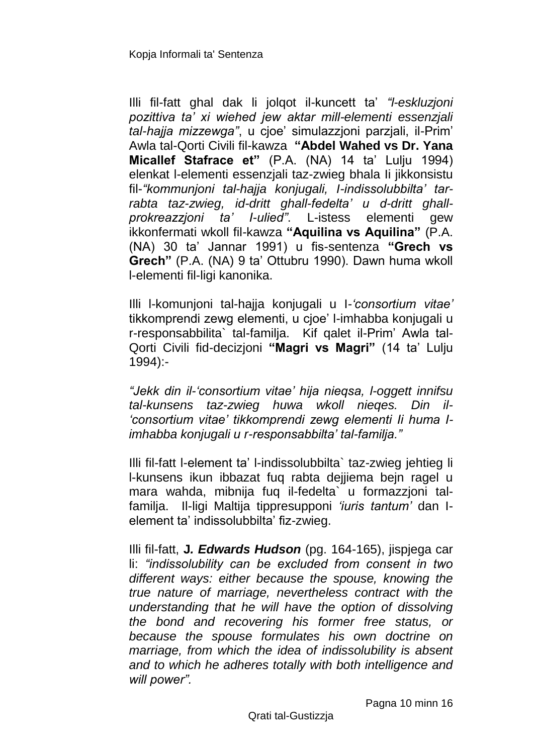Illi fil-fatt għal dak li jolqot il-kuncett ta' *"l-eskluzjoni pozittiva ta' xi wieħed jew aktar mill-elementi essenzjali tal-hajja mizzewga"*, u cjoe' simulazzjoni parzjali, il-Prim' Awla tal-Qorti Civili fil-kawza **"Abdel Wahed vs Dr. Yana Micallef Stafrace et"** (P.A. (NA) 14 ta' Lulju 1994) elenkat l-elementi essenzjali taz-zwieg bhala li jikkonsistu fil-*"kommunjoni tal-hajja konjugali, l-indissolubbilta' tar-rabta taz-zwieg, id-dritt ghall-fedelta' u d-dritt ghall-prokreazzjoni ta' l-ulied"*. L-istess elementi gew ikkonfermati wkoll fil-kawza **"Aquilina vs Aquilina"** (P.A. (NA) 30 ta' Jannar 1991) u fis-sentenza **"Grech vs Grech"** (P.A. (NA) 9 ta' Ottubru 1990). Dawn huma wkoll l-elementi fil-ligi kanonika.

Illi l-komunjoni tal-hajja konjugali u l-*'consortium vitae'* tikkomprendi zewg elementi, u cjoe' l-imhabba konjugali u r-responsabbilita` tal-familja. Kif qalet il-Prim' Awla tal-Qorti Civili fid-decizjoni **"Magri vs Magri"** (14 ta' Lulju 1994):-

*"Jekk din il-'consortium vitae' hija nieqsa, l-oggett innifsu tal-kunsens taz-zwieg huwa wkoll nieqes. Din il-'consortium vitae' tikkomprendi zewg elementi li huma l-imhabba konjugali u r-responsabbilta' tal-familja."*

Illi fil-fatt l-element ta' l-indissolubbilta` taz-zwieg jehtieg li l-kunsens ikun ibbazat fuq rabta dejjiema bejn ragel u mara wahda, mibnija fuq il-fedelta` u formazzjoni tal-familja. Il-ligi Maltija tippresupponi *'iuris tantum'* dan l-element ta' indissolubbilta' fiz-zwieg.

Illi fil-fatt, **J*. Edwards Hudson*** (pg. 164-165), jispjega car li: *"indissolubility can be excluded from consent in two different ways: either because the spouse, knowing the true nature of marriage, nevertheless contract with the understanding that he will have the option of dissolving the bond and recovering his former free status, or because the spouse formulates his own doctrine on marriage, from which the idea of indissolubility is absent and to which he adheres totally with both intelligence and will power".*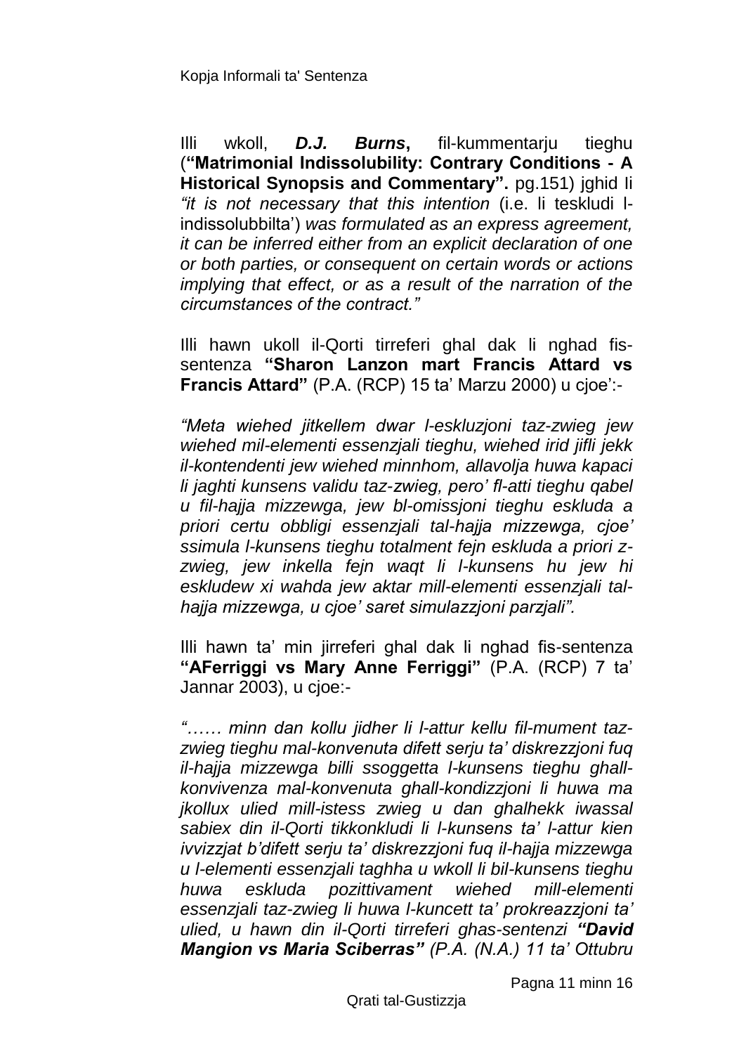Illi wkoll, ***D.J. Burns***, fil-kummentarju tieghu (**"Matrimonial Indissolubility: Contrary Conditions - A Historical Synopsis and Commentary".** pg.151) jghid li *"it is not necessary that this intention* (i.e. li teskludi l-indissolubbilta') *was formulated as an express agreement, it can be inferred either from an explicit declaration of one or both parties, or consequent on certain words or actions implying that effect, or as a result of the narration of the circumstances of the contract."*

Illi hawn ukoll il-Qorti tirreferi ghal dak li nghad fis-sentenza **"Sharon Lanzon mart Francis Attard vs Francis Attard"** (P.A. (RCP) 15 ta' Marzu 2000) u cjoe':-

*"Meta wiehed jitkellem dwar l-eskluzjoni taz-zwieg jew wiehed mil-elementi essenzjali tieghu, wiehed irid jifli jekk il-kontendenti jew wiehed minnhom, allavolja huwa kapaci li jaghti kunsens validu taz-zwieg, pero' fl-atti tieghu qabel u fil-hajja mizzewga, jew bl-omissjoni tieghu eskluda a priori certu obbligi essenzjali tal-hajja mizzewga, cjoe' ssimula l-kunsens tieghu totalment fejn eskluda a priori z-zwieg, jew inkella fejn waqt li l-kunsens hu jew hi eskludew xi wahda jew aktar mill-elementi essenzjali tal-hajja mizzewga, u cjoe' saret simulazzjoni parzjali".*

Illi hawn ta' min jirreferi ghal dak li nghad fis-sentenza **"AFerriggi vs Mary Anne Ferriggi"** (P.A. (RCP) 7 ta' Jannar 2003), u cjoe:-

*"…… minn dan kollu jidher li l-attur kellu fil-mument taz-zwieg tieghu mal-konvenuta difett serju ta' diskrezzjoni fuq il-hajja mizzewga billi ssoggetta l-kunsens tieghu ghall-konvivenza mal-konvenuta ghall-kondizzjoni li huwa ma jkollux ulied mill-istess zwieg u dan ghalhekk iwassal sabiex din il-Qorti tikkonkludi li l-kunsens ta' l-attur kien ivvizzjat b'difett serju ta' diskrezzjoni fuq il-hajja mizzewga u l-elementi essenzjali taghha u wkoll li bil-kunsens tieghu huwa eskluda pozittivament wiehed mill-elementi essenzjali taz-zwieg li huwa l-kuncett ta' prokreazzjoni ta' ulied, u hawn din il-Qorti tirreferi ghas-sentenzi **"David Mangion vs Maria Sciberras"** (P.A. (N.A.) 11 ta' Ottubru*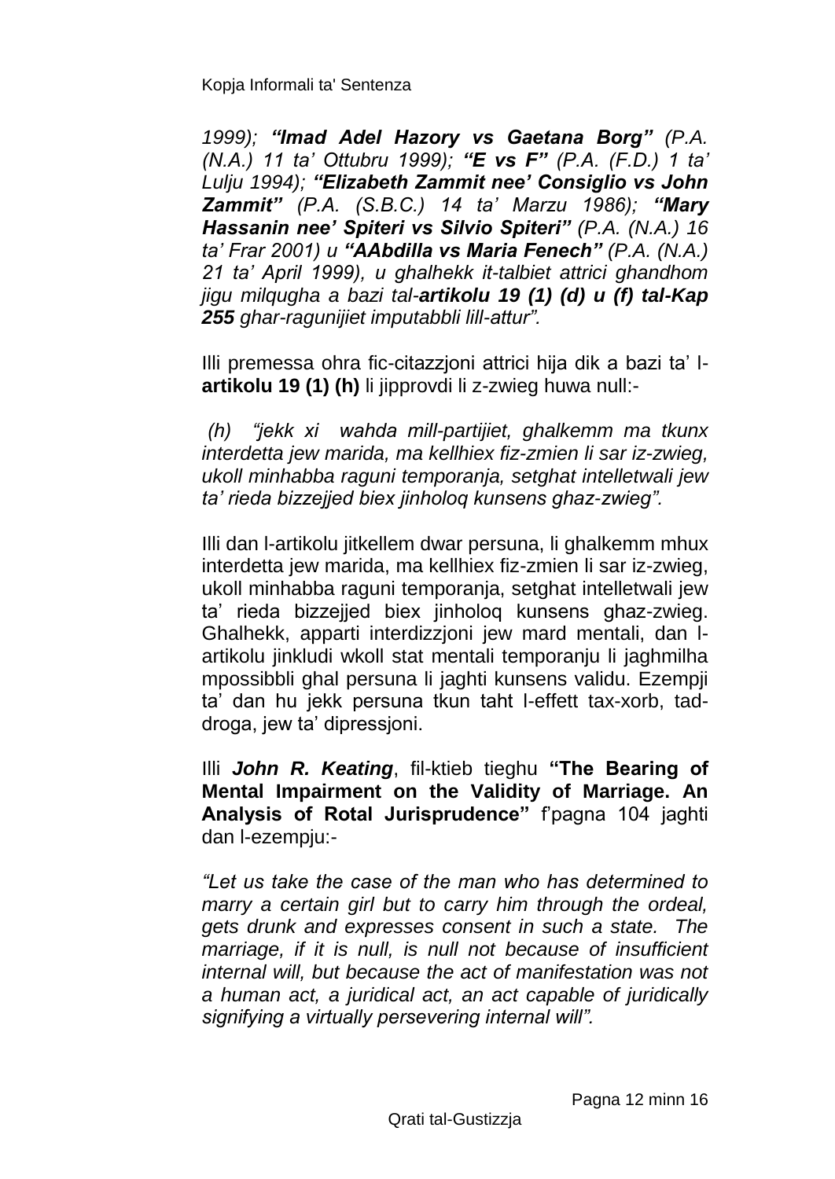*1999); **"Imad Adel Hazory vs Gaetana Borg"** (P.A. (N.A.) 11 ta' Ottubru 1999); **"E vs F"** (P.A. (F.D.) 1 ta' Lulju 1994); **"Elizabeth Zammit nee' Consiglio vs John Zammit"** (P.A. (S.B.C.) 14 ta' Marzu 1986); **"Mary Hassanin nee' Spiteri vs Silvio Spiteri"** (P.A. (N.A.) 16 ta' Frar 2001) u **"AAbdilla vs Maria Fenech"** (P.A. (N.A.) 21 ta' April 1999), u ghalhekk it-talbiet attrici ghandhom jigu milqugha a bazi tal-**artikolu 19 (1) (d) u (f) tal-Kap 255** ghar-ragunijiet imputabbli lill-attur".*

Illi premessa ohra fic-citazzjoni attrici hija dik a bazi ta' l-**artikolu 19 (1) (h)** li jipprovdi li z-zwieg huwa null:-

*(h) "jekk xi wahda mill-partijiet, ghalkemm ma tkunx interdetta jew marida, ma kellhiex fiz-zmien li sar iz-zwieg, ukoll minhabba raguni temporanja, setghat intelletwali jew ta' rieda bizzejjed biex jinholoq kunsens ghaz-zwieg".*

Illi dan l-artikolu jitkellem dwar persuna, li ghalkemm mhux interdetta jew marida, ma kellhiex fiz-zmien li sar iz-zwieg, ukoll minhabba raguni temporanja, setghat intelletwali jew ta' rieda bizzejjed biex jinholoq kunsens ghaz-zwieg. Ghalhekk, apparti interdizzjoni jew mard mentali, dan l-artikolu jinkludi wkoll stat mentali temporanju li jaghmilha mpossibbli ghal persuna li jaghti kunsens validu. Ezempji ta' dan hu jekk persuna tkun taht l-effett tax-xorb, tad-droga, jew ta' dipressjoni.

Illi ***John R. Keating***, fil-ktieb tieghu **"The Bearing of Mental Impairment on the Validity of Marriage. An Analysis of Rotal Jurisprudence"** f'pagna 104 jaghti dan l-ezempju:-

*"Let us take the case of the man who has determined to marry a certain girl but to carry him through the ordeal, gets drunk and expresses consent in such a state. The marriage, if it is null, is null not because of insufficient internal will, but because the act of manifestation was not a human act, a juridical act, an act capable of juridically signifying a virtually persevering internal will".*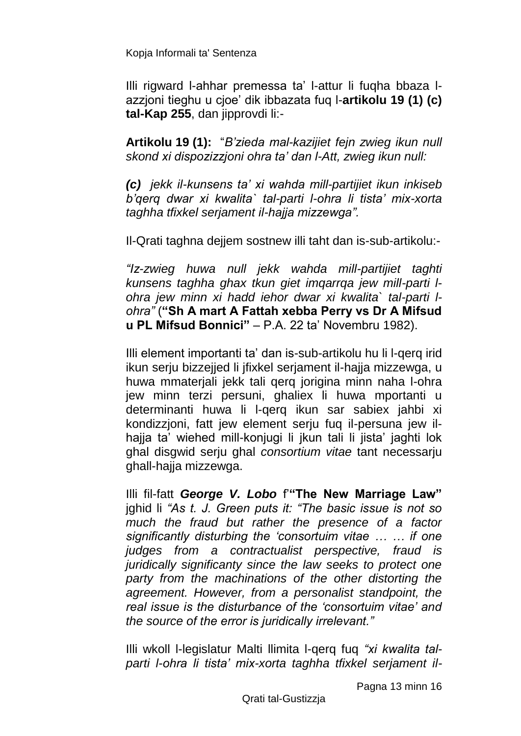Illi rigward l-ahhar premessa ta' l-attur li fuqha bbaza l-azzjoni tieghu u cjoe' dik ibbazata fuq l-**artikolu 19 (1) (c) tal-Kap 255**, dan jipprovdi li:-

**Artikolu 19 (1):** "*B'zieda mal-kazijiet fejn zwieg ikun null skond xi dispozizzjoni ohra ta' dan l-Att, zwieg ikun null:*

***(c)*** *jekk il-kunsens ta' xi wahda mill-partijiet ikun inkiseb b'qerq dwar xi kwalita` tal-parti l-ohra li tista' mix-xorta taghha tfixkel serjament il-hajja mizzewga".*

Il-Qrati taghna dejjem sostnew illi taht dan is-sub-artikolu:-

*"Iz-zwieg huwa null jekk wahda mill-partijiet taghti kunsens taghha ghax tkun giet imqarrqa jew mill-parti l-ohra jew minn xi hadd iehor dwar xi kwalita` tal-parti l-ohra"* (**"Sh A mart A Fattah xebba Perry vs Dr A Mifsud u PL Mifsud Bonnici"** – P.A. 22 ta' Novembru 1982).

Illi element importanti ta' dan is-sub-artikolu hu li l-qerq irid ikun serju bizzejjed li jfixkel serjament il-hajja mizzewga, u huwa mmaterjali jekk tali qerq jorigina minn naha l-ohra jew minn terzi persuni, ghaliex li huwa mportanti u determinanti huwa li l-qerq ikun sar sabiex jahbi xi kondizzjoni, fatt jew element serju fuq il-persuna jew il-hajja ta' wiehed mill-konjugi li jkun tali li jista' jaghti lok ghal disgwid serju ghal *consortium vitae* tant necessarju ghall-hajja mizzewga.

Illi fil-fatt ***George V. Lobo*** f'**"The New Marriage Law"** jghid li *"As t. J. Green puts it: "The basic issue is not so much the fraud but rather the presence of a factor significantly disturbing the 'consortuim vitae … … if one judges from a contractualist perspective, fraud is juridically significanty since the law seeks to protect one party from the machinations of the other distorting the agreement. However, from a personalist standpoint, the real issue is the disturbance of the 'consortuim vitae' and the source of the error is juridically irrelevant."*

Illi wkoll l-legislatur Malti llimita l-qerq fuq *"xi kwalita tal-parti l-ohra li tista' mix-xorta taghha tfixkel serjament il-*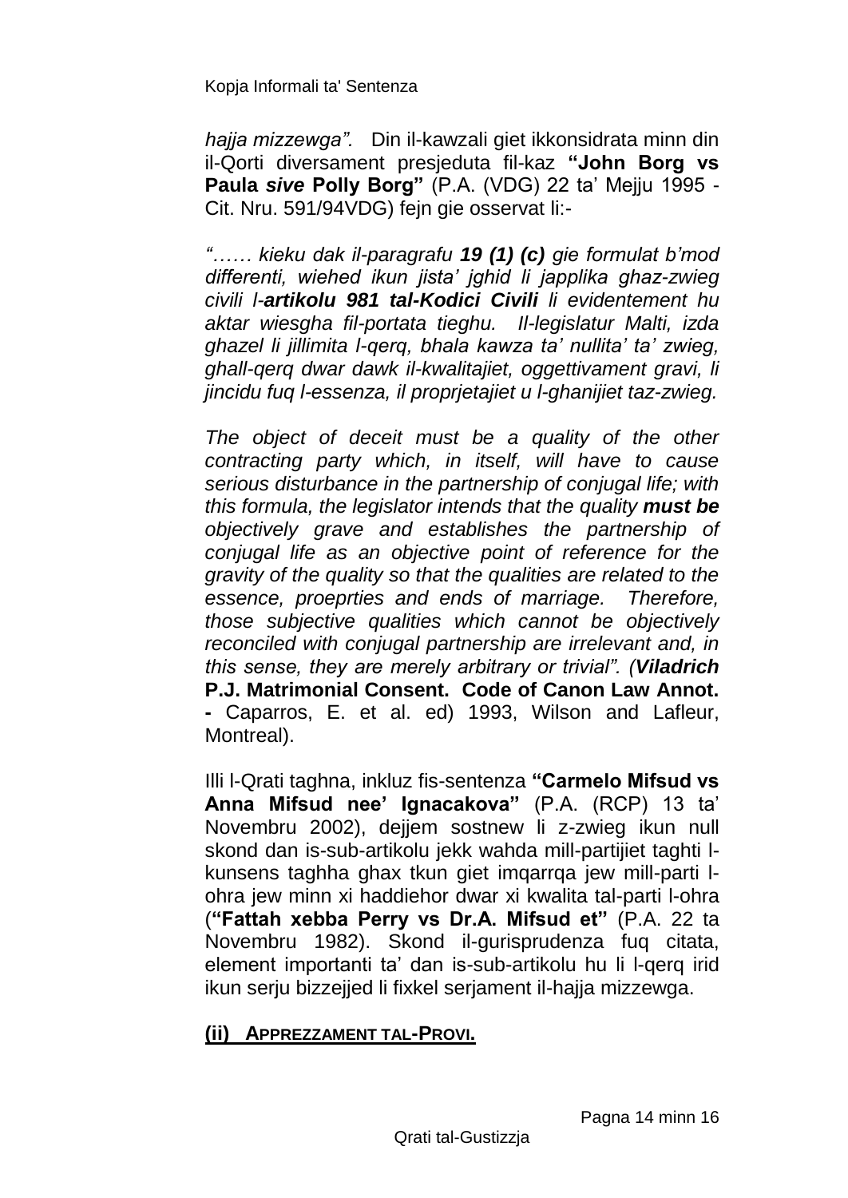*hajja mizzewga".* Din il-kawzali giet ikkonsidrata minn din il-Qorti diversament presjeduta fil-kaz **"John Borg vs Paula *sive* Polly Borg"** (P.A. (VDG) 22 ta' Mejju 1995 - Cit. Nru. 591/94VDG) fejn gie osservat li:-

*"…… kieku dak il-paragrafu **19 (1) (c)** gie formulat b'mod differenti, wiehed ikun jista' jghid li japplika ghaz-zwieg civili l-**artikolu 981 tal-Kodici Civili** li evidentement hu aktar wiesgha fil-portata tieghu. Il-legislatur Malti, izda ghazel li jillimita l-qerq, bhala kawza ta' nullita' ta' zwieg, ghall-qerq dwar dawk il-kwalitajiet, oggettivament gravi, li jincidu fuq l-essenza, il proprjetajiet u l-ghanijiet taz-zwieg.*

*The object of deceit must be a quality of the other contracting party which, in itself, will have to cause serious disturbance in the partnership of conjugal life; with this formula, the legislator intends that the quality **must be** objectively grave and establishes the partnership of conjugal life as an objective point of reference for the gravity of the quality so that the qualities are related to the essence, proeprties and ends of marriage. Therefore, those subjective qualities which cannot be objectively reconciled with conjugal partnership are irrelevant and, in this sense, they are merely arbitrary or trivial". (**Viladrich*** **P.J. Matrimonial Consent. Code of Canon Law Annot. -** Caparros, E. et al. ed) 1993, Wilson and Lafleur, Montreal).

Illi l-Qrati taghna, inkluz fis-sentenza **"Carmelo Mifsud vs Anna Mifsud nee' Ignacakova"** (P.A. (RCP) 13 ta' Novembru 2002), dejjem sostnew li z-zwieg ikun null skond dan is-sub-artikolu jekk wahda mill-partijiet taghti l-kunsens taghha ghax tkun giet imqarrqa jew mill-parti l-ohra jew minn xi haddiehor dwar xi kwalita tal-parti l-ohra (**"Fattah xebba Perry vs Dr.A. Mifsud et"** (P.A. 22 ta Novembru 1982). Skond il-gurisprudenza fuq citata, element importanti ta' dan is-sub-artikolu hu li l-qerq irid ikun serju bizzejjed li fixkel serjament il-hajja mizzewga.

## (ii) Apprezzament tal-Provi.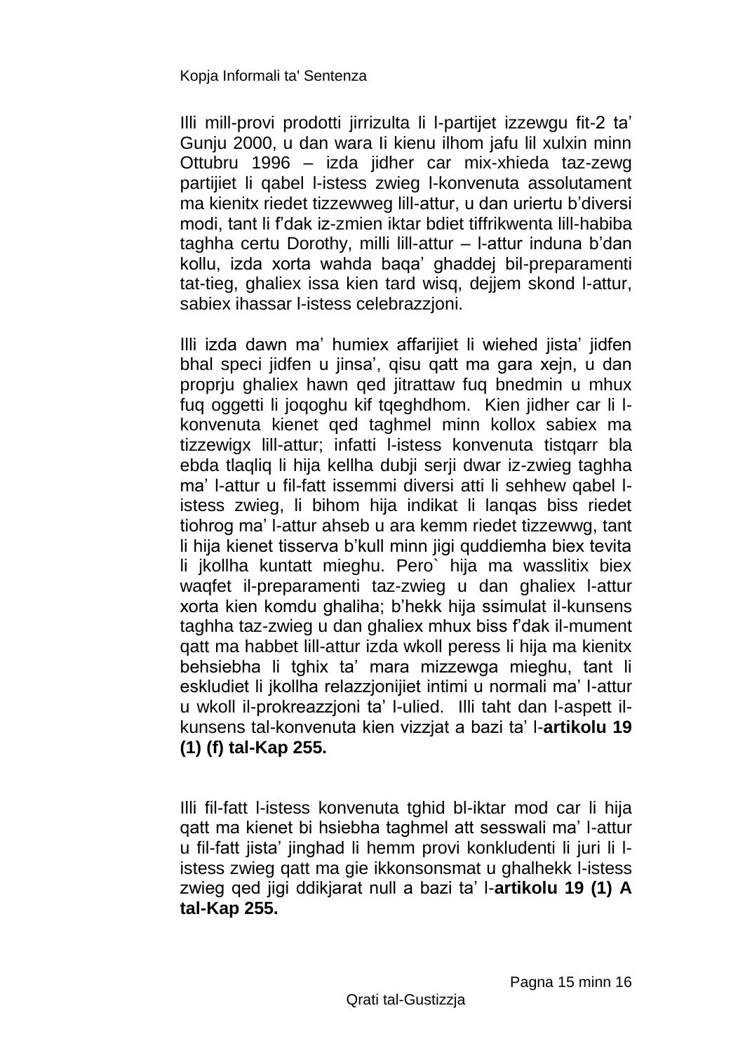Illi mill-provi prodotti jirrizulta li l-partijet izzewgu fit-2 ta' Gunju 2000, u dan wara Ii kienu ilhom jafu lil xulxin minn Ottubru 1996 – izda jidher car mix-xhieda taz-zewg partijiet li qabel l-istess zwieg l-konvenuta assolutament ma kienitx riedet tizzewweg lill-attur, u dan uriertu b'diversi modi, tant li f'dak iz-zmien iktar bdiet tiffrikwenta lill-habiba taghha certu Dorothy, milli lill-attur – l-attur induna b'dan kollu, izda xorta wahda baqa' ghaddej bil-preparamenti tat-tieg, ghaliex issa kien tard wisq, dejjem skond l-attur, sabiex ihassar l-istess celebrazzjoni.

Illi izda dawn ma' humiex affarijiet li wiehed jista' jidfen bhal speci jidfen u jinsa', qisu qatt ma gara xejn, u dan proprju ghaliex hawn qed jitrattaw fuq bnedmin u mhux fuq oggetti li joqoghu kif tqeghdhom. Kien jidher car li l-konvenuta kienet qed taghmel minn kollox sabiex ma tizzewigx lill-attur; infatti l-istess konvenuta tistqarr bla ebda tlaqliq li hija kellha dubji serji dwar iz-zwieg taghha ma' l-attur u fil-fatt issemmi diversi atti li sehhew qabel l-istess zwieg, li bihom hija indikat li lanqas biss riedet tiohrog ma' l-attur ahseb u ara kemm riedet tizzewwg, tant li hija kienet tisserva b'kull minn jigi quddiemha biex tevita li jkollha kuntatt mieghu. Pero` hija ma wasslitix biex waqfet il-preparamenti taz-zwieg u dan ghaliex l-attur xorta kien komdu ghaliha; b'hekk hija ssimulat il-kunsens taghha taz-zwieg u dan ghaliex mhux biss f'dak il-mument qatt ma habbet lill-attur izda wkoll peress li hija ma kienitx behsiebha li tghix ta' mara mizzewga mieghu, tant li eskludiet li jkollha relazzjonijiet intimi u normali ma' l-attur u wkoll il-prokreazzjoni ta' l-ulied. Illi taht dan l-aspett il-kunsens tal-konvenuta kien vizzjat a bazi ta' l-**artikolu 19 (1) (f) tal-Kap 255.**

Illi fil-fatt l-istess konvenuta tghid bl-iktar mod car li hija qatt ma kienet bi hsiebha taghmel att sesswali ma' l-attur u fil-fatt jista' jinghad li hemm provi konkludenti li juri li l-istess zwieg qatt ma gie ikkonsonsmat u ghalhekk l-istess zwieg qed jigi ddikjarat null a bazi ta' l-**artikolu 19 (1) A tal-Kap 255.**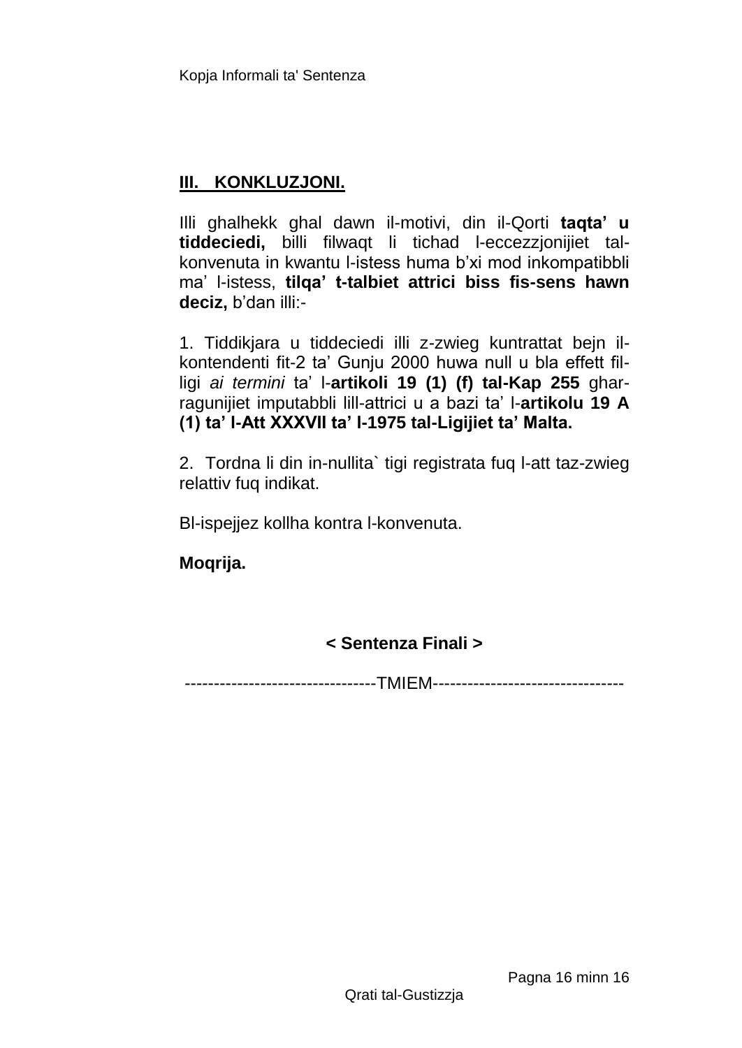## III. KONKLUZJONI.

Illi ghalhekk ghal dawn il-motivi, din il-Qorti **taqta' u tiddeciedi,** billi filwaqt li tichad l-eccezzjonijiet tal-konvenuta in kwantu l-istess huma b'xi mod inkompatibbli ma' l-istess, **tilqa' t-talbiet attrici biss fis-sens hawn deciz,** b'dan illi:-

1. Tiddikjara u tiddeciedi illi z-zwieg kuntrattat bejn il-kontendenti fit-2 ta' Gunju 2000 huwa null u bla effett fil-ligi *ai termini* ta' l-**artikoli 19 (1) (f) tal-Kap 255** ghar-ragunijiet imputabbli lill-attrici u a bazi ta' l-**artikolu 19 A (1) ta' l-Att XXXVII ta' l-1975 tal-Ligijiet ta' Malta.**

2. Tordna li din in-nullita` tigi registrata fuq l-att taz-zwieg relattiv fuq indikat.

Bl-ispejjez kollha kontra l-konvenuta.

**Moqrija.**

**< Sentenza Finali >**

---------------------------------TMIEM---------------------------------